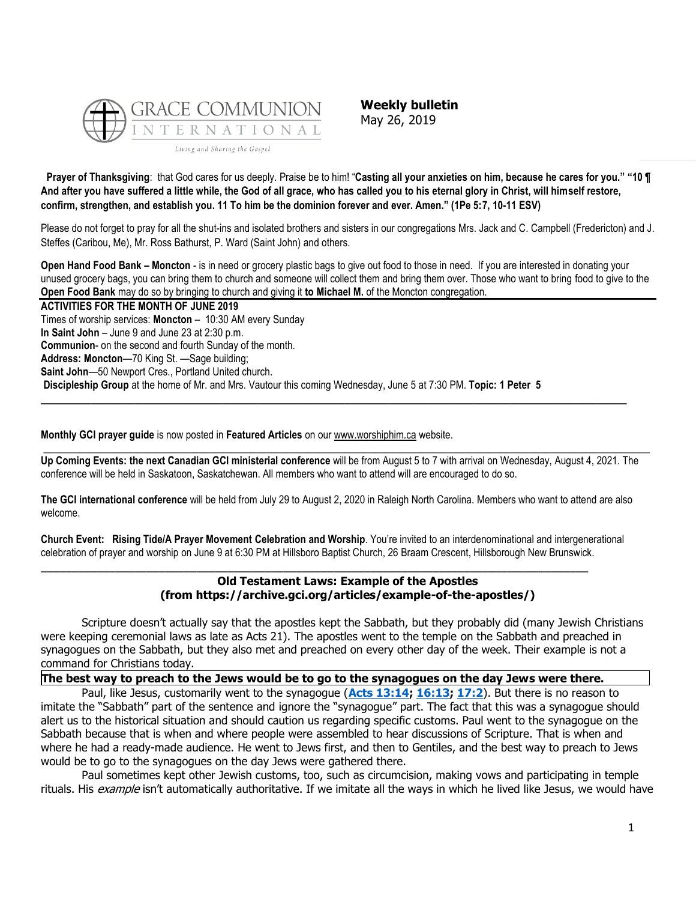GRACE COMMUNION INTERNATIONAL

Living and Sharing the Gospel

**Weekly bulletin**
May 26, 2019

**Prayer of Thanksgiving**: that God cares for us deeply. Praise be to him! "**Casting all your anxieties on him, because he cares for you." "10 ¶ And after you have suffered a little while, the God of all grace, who has called you to his eternal glory in Christ, will himself restore, confirm, strengthen, and establish you. 11 To him be the dominion forever and ever. Amen." (1Pe 5:7, 10-11 ESV)**

Please do not forget to pray for all the shut-ins and isolated brothers and sisters in our congregations Mrs. Jack and C. Campbell (Fredericton) and J. Steffes (Caribou, Me), Mr. Ross Bathurst, P. Ward (Saint John) and others.

**Open Hand Food Bank – Moncton** - is in need or grocery plastic bags to give out food to those in need. If you are interested in donating your unused grocery bags, you can bring them to church and someone will collect them and bring them over. Those who want to bring food to give to the **Open Food Bank** may do so by bringing to church and giving it **to Michael M.** of the Moncton congregation.

**ACTIVITIES FOR THE MONTH OF JUNE 2019**

Times of worship services: **Moncton** – 10:30 AM every Sunday
**In Saint John** – June 9 and June 23 at 2:30 p.m.
**Communion**- on the second and fourth Sunday of the month.
**Address: Moncton**—70 King St. —Sage building;
**Saint John**—50 Newport Cres., Portland United church.
**Discipleship Group** at the home of Mr. and Mrs. Vautour this coming Wednesday, June 5 at 7:30 PM. **Topic: 1 Peter 5**

---

**Monthly GCI prayer guide** is now posted in **Featured Articles** on our www.worshiphim.ca website.

---

**Up Coming Events: the next Canadian GCI ministerial conference** will be from August 5 to 7 with arrival on Wednesday, August 4, 2021. The conference will be held in Saskatoon, Saskatchewan. All members who want to attend will are encouraged to do so.

**The GCI international conference** will be held from July 29 to August 2, 2020 in Raleigh North Carolina. Members who want to attend are also welcome.

**Church Event: Rising Tide/A Prayer Movement Celebration and Worship**. You're invited to an interdenominational and intergenerational celebration of prayer and worship on June 9 at 6:30 PM at Hillsboro Baptist Church, 26 Braam Crescent, Hillsborough New Brunswick.

---

## Old Testament Laws: Example of the Apostles
## (from https://archive.gci.org/articles/example-of-the-apostles/)

Scripture doesn't actually say that the apostles kept the Sabbath, but they probably did (many Jewish Christians were keeping ceremonial laws as late as Acts 21). The apostles went to the temple on the Sabbath and preached in synagogues on the Sabbath, but they also met and preached on every other day of the week. Their example is not a command for Christians today.

**The best way to preach to the Jews would be to go to the synagogues on the day Jews were there.**

Paul, like Jesus, customarily went to the synagogue (**Acts 13:14; 16:13; 17:2**). But there is no reason to imitate the "Sabbath" part of the sentence and ignore the "synagogue" part. The fact that this was a synagogue should alert us to the historical situation and should caution us regarding specific customs. Paul went to the synagogue on the Sabbath because that is when and where people were assembled to hear discussions of Scripture. That is when and where he had a ready-made audience. He went to Jews first, and then to Gentiles, and the best way to preach to Jews would be to go to the synagogues on the day Jews were gathered there.

Paul sometimes kept other Jewish customs, too, such as circumcision, making vows and participating in temple rituals. His *example* isn't automatically authoritative. If we imitate all the ways in which he lived like Jesus, we would have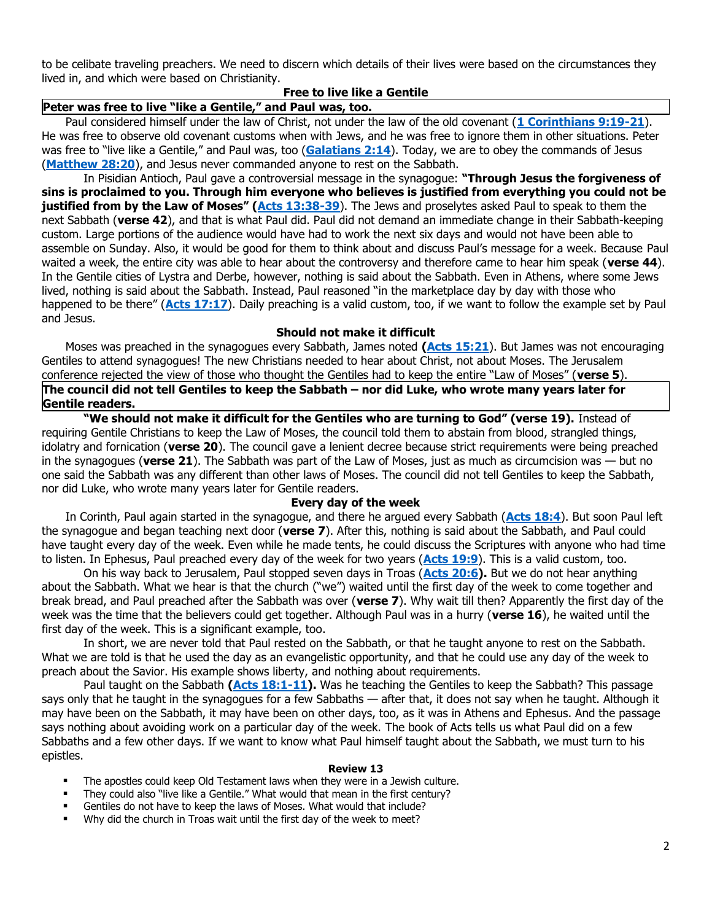to be celibate traveling preachers. We need to discern which details of their lives were based on the circumstances they lived in, and which were based on Christianity.

### Free to live like a Gentile

**Peter was free to live "like a Gentile," and Paul was, too.**

Paul considered himself under the law of Christ, not under the law of the old covenant (**1 Corinthians 9:19-21**). He was free to observe old covenant customs when with Jews, and he was free to ignore them in other situations. Peter was free to "live like a Gentile," and Paul was, too (**Galatians 2:14**). Today, we are to obey the commands of Jesus (**Matthew 28:20**), and Jesus never commanded anyone to rest on the Sabbath.

In Pisidian Antioch, Paul gave a controversial message in the synagogue: **"Through Jesus the forgiveness of sins is proclaimed to you. Through him everyone who believes is justified from everything you could not be justified from by the Law of Moses" (Acts 13:38-39)**. The Jews and proselytes asked Paul to speak to them the next Sabbath (**verse 42**), and that is what Paul did. Paul did not demand an immediate change in their Sabbath-keeping custom. Large portions of the audience would have had to work the next six days and would not have been able to assemble on Sunday. Also, it would be good for them to think about and discuss Paul's message for a week. Because Paul waited a week, the entire city was able to hear about the controversy and therefore came to hear him speak (**verse 44**). In the Gentile cities of Lystra and Derbe, however, nothing is said about the Sabbath. Even in Athens, where some Jews lived, nothing is said about the Sabbath. Instead, Paul reasoned "in the marketplace day by day with those who happened to be there" (**Acts 17:17**). Daily preaching is a valid custom, too, if we want to follow the example set by Paul and Jesus.

### Should not make it difficult

Moses was preached in the synagogues every Sabbath, James noted **(Acts 15:21)**. But James was not encouraging Gentiles to attend synagogues! The new Christians needed to hear about Christ, not about Moses. The Jerusalem conference rejected the view of those who thought the Gentiles had to keep the entire "Law of Moses" (**verse 5**).

**The council did not tell Gentiles to keep the Sabbath – nor did Luke, who wrote many years later for Gentile readers.**

**"We should not make it difficult for the Gentiles who are turning to God" (verse 19).** Instead of requiring Gentile Christians to keep the Law of Moses, the council told them to abstain from blood, strangled things, idolatry and fornication (**verse 20**). The council gave a lenient decree because strict requirements were being preached in the synagogues (**verse 21**). The Sabbath was part of the Law of Moses, just as much as circumcision was — but no one said the Sabbath was any different than other laws of Moses. The council did not tell Gentiles to keep the Sabbath, nor did Luke, who wrote many years later for Gentile readers.

### Every day of the week

In Corinth, Paul again started in the synagogue, and there he argued every Sabbath (**Acts 18:4**). But soon Paul left the synagogue and began teaching next door (**verse 7**). After this, nothing is said about the Sabbath, and Paul could have taught every day of the week. Even while he made tents, he could discuss the Scriptures with anyone who had time to listen. In Ephesus, Paul preached every day of the week for two years (**Acts 19:9**). This is a valid custom, too.

On his way back to Jerusalem, Paul stopped seven days in Troas (**Acts 20:6). **But we do not hear anything about the Sabbath. What we hear is that the church ("we") waited until the first day of the week to come together and break bread, and Paul preached after the Sabbath was over (**verse 7**). Why wait till then? Apparently the first day of the week was the time that the believers could get together. Although Paul was in a hurry (**verse 16**), he waited until the first day of the week. This is a significant example, too.

In short, we are never told that Paul rested on the Sabbath, or that he taught anyone to rest on the Sabbath. What we are told is that he used the day as an evangelistic opportunity, and that he could use any day of the week to preach about the Savior. His example shows liberty, and nothing about requirements.

Paul taught on the Sabbath **(Acts 18:1-11).** Was he teaching the Gentiles to keep the Sabbath? This passage says only that he taught in the synagogues for a few Sabbaths — after that, it does not say when he taught. Although it may have been on the Sabbath, it may have been on other days, too, as it was in Athens and Ephesus. And the passage says nothing about avoiding work on a particular day of the week. The book of Acts tells us what Paul did on a few Sabbaths and a few other days. If we want to know what Paul himself taught about the Sabbath, we must turn to his epistles.

#### Review 13

- The apostles could keep Old Testament laws when they were in a Jewish culture.
- They could also "live like a Gentile." What would that mean in the first century?
- Gentiles do not have to keep the laws of Moses. What would that include?
- Why did the church in Troas wait until the first day of the week to meet?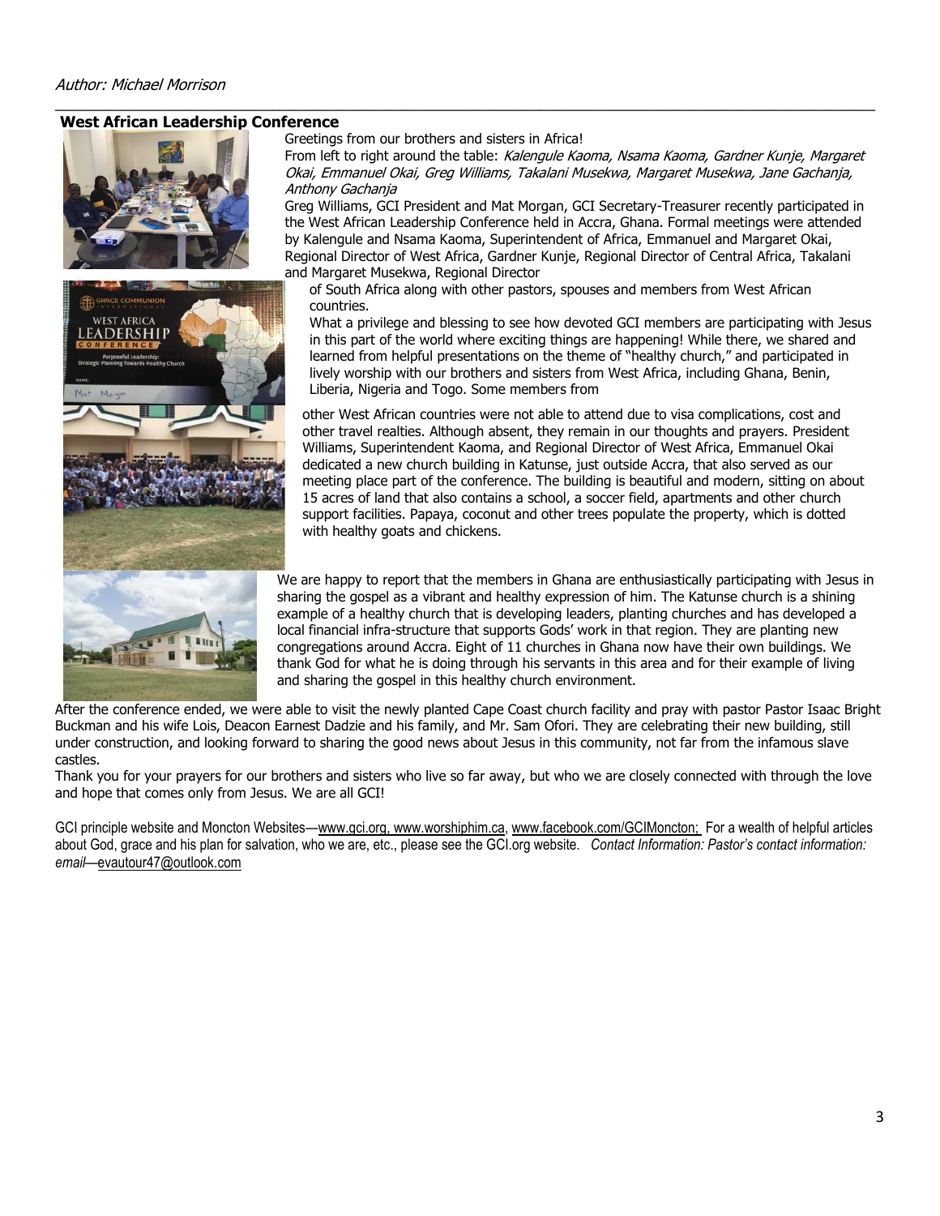*Author: Michael Morrison*

---

**West African Leadership Conference**

Greetings from our brothers and sisters in Africa!

From left to right around the table: *Kalengule Kaoma, Nsama Kaoma, Gardner Kunje, Margaret Okai, Emmanuel Okai, Greg Williams, Takalani Musekwa, Margaret Musekwa, Jane Gachanja, Anthony Gachanja*

Greg Williams, GCI President and Mat Morgan, GCI Secretary-Treasurer recently participated in the West African Leadership Conference held in Accra, Ghana. Formal meetings were attended by Kalengule and Nsama Kaoma, Superintendent of Africa, Emmanuel and Margaret Okai, Regional Director of West Africa, Gardner Kunje, Regional Director of Central Africa, Takalani and Margaret Musekwa, Regional Director of South Africa along with other pastors, spouses and members from West African countries.

What a privilege and blessing to see how devoted GCI members are participating with Jesus in this part of the world where exciting things are happening! While there, we shared and learned from helpful presentations on the theme of "healthy church," and participated in lively worship with our brothers and sisters from West Africa, including Ghana, Benin, Liberia, Nigeria and Togo. Some members from other West African countries were not able to attend due to visa complications, cost and other travel realties. Although absent, they remain in our thoughts and prayers. President Williams, Superintendent Kaoma, and Regional Director of West Africa, Emmanuel Okai dedicated a new church building in Katunse, just outside Accra, that also served as our meeting place part of the conference. The building is beautiful and modern, sitting on about 15 acres of land that also contains a school, a soccer field, apartments and other church support facilities. Papaya, coconut and other trees populate the property, which is dotted with healthy goats and chickens.

We are happy to report that the members in Ghana are enthusiastically participating with Jesus in sharing the gospel as a vibrant and healthy expression of him. The Katunse church is a shining example of a healthy church that is developing leaders, planting churches and has developed a local financial infra-structure that supports Gods' work in that region. They are planting new congregations around Accra. Eight of 11 churches in Ghana now have their own buildings. We thank God for what he is doing through his servants in this area and for their example of living and sharing the gospel in this healthy church environment.

After the conference ended, we were able to visit the newly planted Cape Coast church facility and pray with pastor Pastor Isaac Bright Buckman and his wife Lois, Deacon Earnest Dadzie and his family, and Mr. Sam Ofori. They are celebrating their new building, still under construction, and looking forward to sharing the good news about Jesus in this community, not far from the infamous slave castles.

Thank you for your prayers for our brothers and sisters who live so far away, but who we are closely connected with through the love and hope that comes only from Jesus. We are all GCI!

GCI principle website and Moncton Websites—www.gci.org, www.worshiphim.ca, www.facebook.com/GCIMoncton; For a wealth of helpful articles about God, grace and his plan for salvation, who we are, etc., please see the GCI.org website. *Contact Information: Pastor's contact information: email*—evautour47@outlook.com